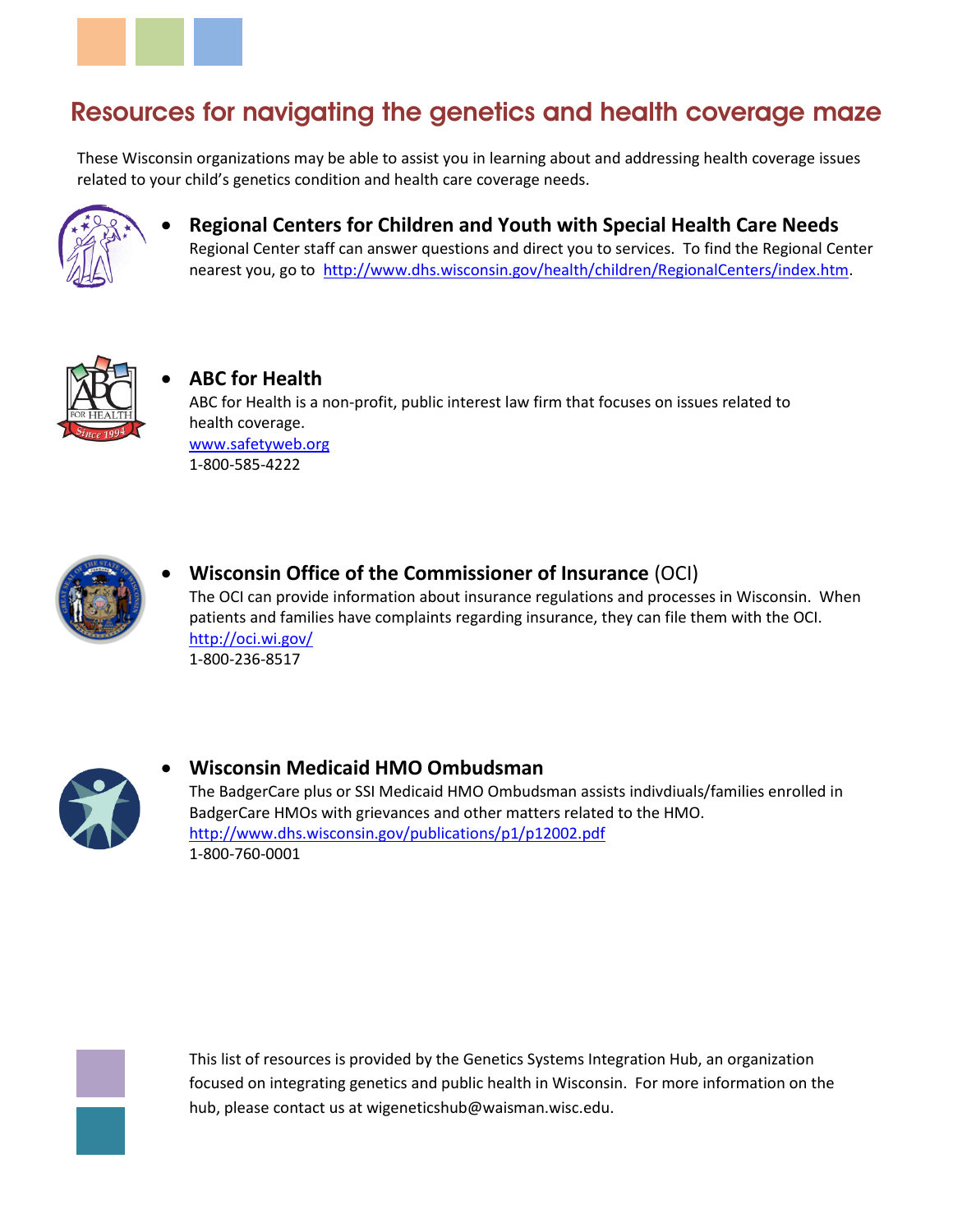# Resources for navigating the genetics and health coverage maze

These Wisconsin organizations may be able to assist you in learning about and addressing health coverage issues related to your child's genetics condition and health care coverage needs.

- **Regional Centers for Children and Youth with Special Health Care Needs**
  Regional Center staff can answer questions and direct you to services. To find the Regional Center nearest you, go to http://www.dhs.wisconsin.gov/health/children/RegionalCenters/index.htm.

- **ABC for Health**
  ABC for Health is a non-profit, public interest law firm that focuses on issues related to health coverage.
  www.safetyweb.org
  1-800-585-4222

- **Wisconsin Office of the Commissioner of Insurance** (OCI)
  The OCI can provide information about insurance regulations and processes in Wisconsin. When patients and families have complaints regarding insurance, they can file them with the OCI.
  http://oci.wi.gov/
  1-800-236-8517

- **Wisconsin Medicaid HMO Ombudsman**
  The BadgerCare plus or SSI Medicaid HMO Ombudsman assists indivdiuals/families enrolled in BadgerCare HMOs with grievances and other matters related to the HMO.
  http://www.dhs.wisconsin.gov/publications/p1/p12002.pdf
  1-800-760-0001

This list of resources is provided by the Genetics Systems Integration Hub, an organization focused on integrating genetics and public health in Wisconsin. For more information on the hub, please contact us at wigeneticshub@waisman.wisc.edu.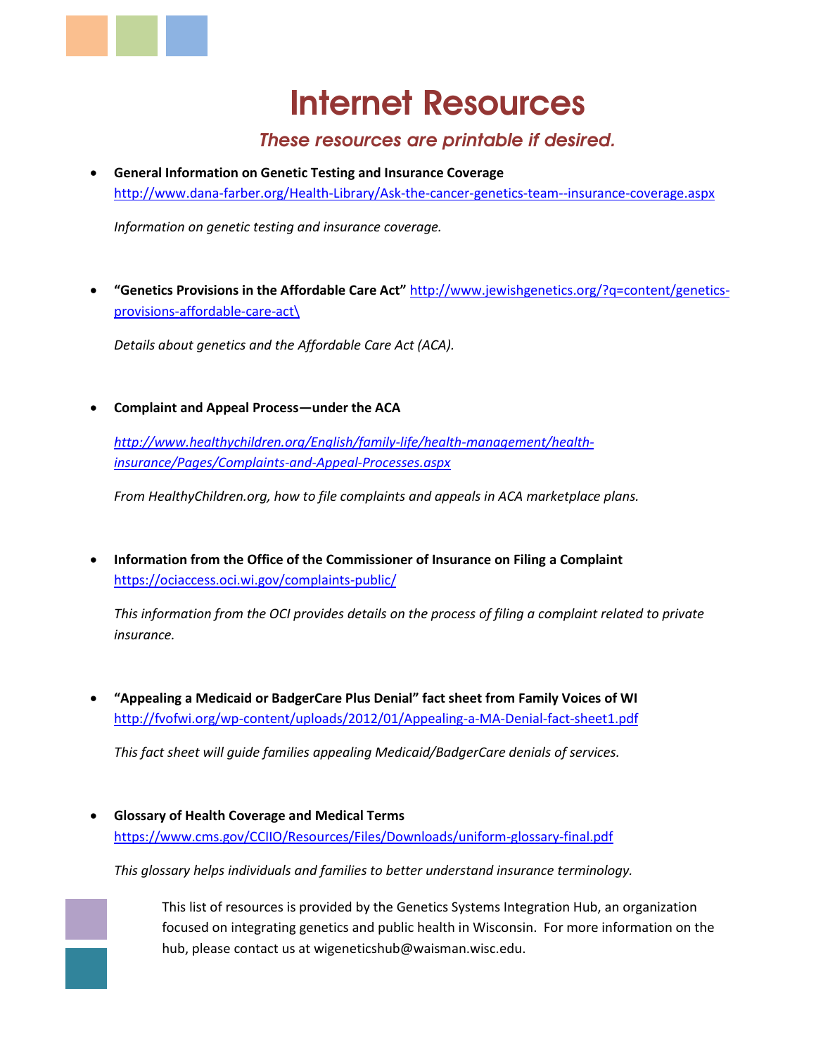# Internet Resources

***These resources are printable if desired.***

- **General Information on Genetic Testing and Insurance Coverage** http://www.dana-farber.org/Health-Library/Ask-the-cancer-genetics-team--insurance-coverage.aspx

  *Information on genetic testing and insurance coverage.*

- **"Genetics Provisions in the Affordable Care Act"** http://www.jewishgenetics.org/?q=content/genetics-provisions-affordable-care-act\

  *Details about genetics and the Affordable Care Act (ACA).*

- **Complaint and Appeal Process—under the ACA**

  *http://www.healthychildren.org/English/family-life/health-management/health-insurance/Pages/Complaints-and-Appeal-Processes.aspx*

  *From HealthyChildren.org, how to file complaints and appeals in ACA marketplace plans.*

- **Information from the Office of the Commissioner of Insurance on Filing a Complaint** https://ociaccess.oci.wi.gov/complaints-public/

  *This information from the OCI provides details on the process of filing a complaint related to private insurance.*

- **"Appealing a Medicaid or BadgerCare Plus Denial" fact sheet from Family Voices of WI** http://fvofwi.org/wp-content/uploads/2012/01/Appealing-a-MA-Denial-fact-sheet1.pdf

  *This fact sheet will guide families appealing Medicaid/BadgerCare denials of services.*

- **Glossary of Health Coverage and Medical Terms** https://www.cms.gov/CCIIO/Resources/Files/Downloads/uniform-glossary-final.pdf

  *This glossary helps individuals and families to better understand insurance terminology.*

This list of resources is provided by the Genetics Systems Integration Hub, an organization focused on integrating genetics and public health in Wisconsin. For more information on the hub, please contact us at wigeneticshub@waisman.wisc.edu.